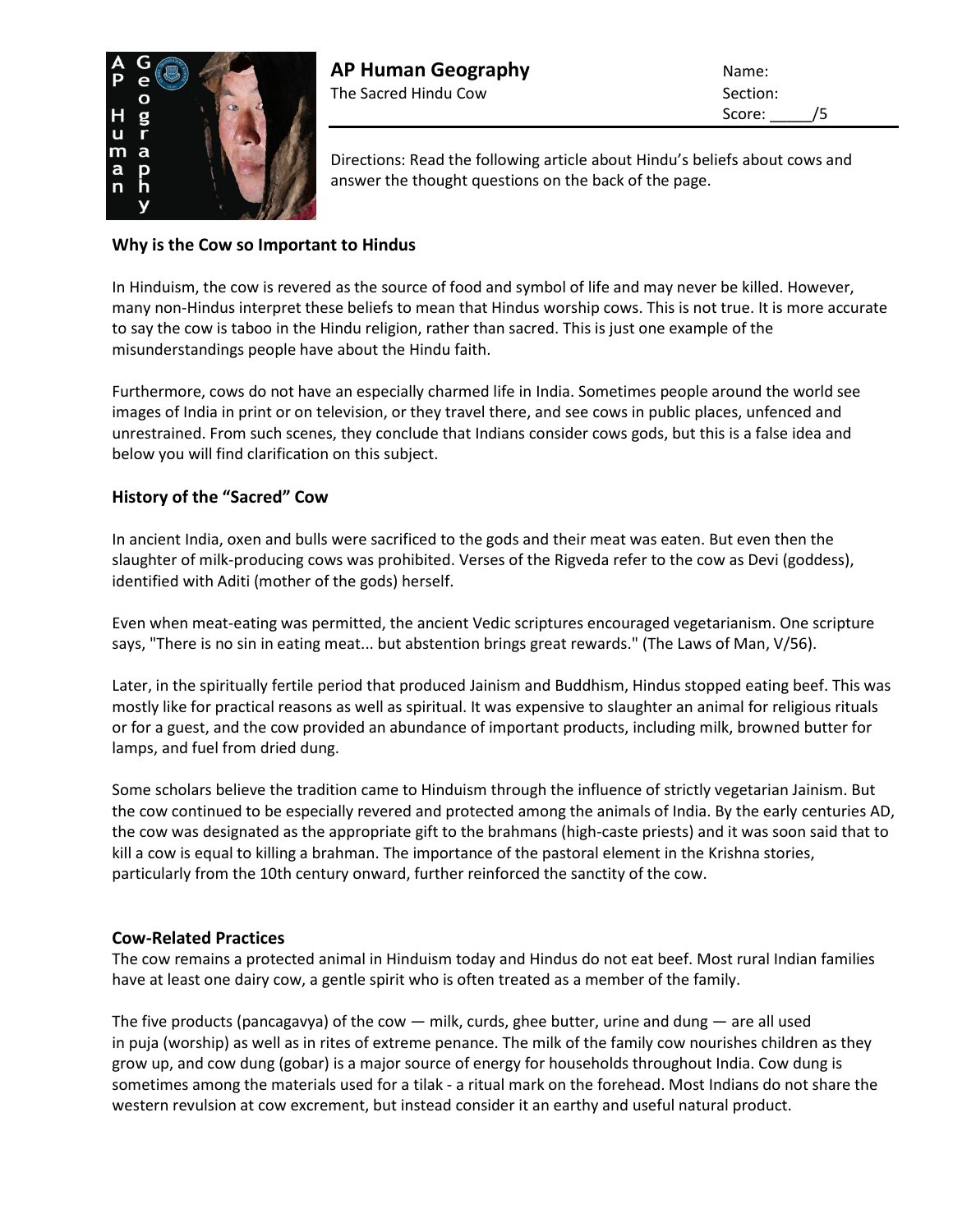# AP Human Geography

The Sacred Hindu Cow

Name:
Section:
Score: _____/5

Directions: Read the following article about Hindu's beliefs about cows and answer the thought questions on the back of the page.

### Why is the Cow so Important to Hindus

In Hinduism, the cow is revered as the source of food and symbol of life and may never be killed. However, many non-Hindus interpret these beliefs to mean that Hindus worship cows. This is not true. It is more accurate to say the cow is taboo in the Hindu religion, rather than sacred. This is just one example of the misunderstandings people have about the Hindu faith.

Furthermore, cows do not have an especially charmed life in India. Sometimes people around the world see images of India in print or on television, or they travel there, and see cows in public places, unfenced and unrestrained. From such scenes, they conclude that Indians consider cows gods, but this is a false idea and below you will find clarification on this subject.

### History of the "Sacred" Cow

In ancient India, oxen and bulls were sacrificed to the gods and their meat was eaten. But even then the slaughter of milk-producing cows was prohibited. Verses of the Rigveda refer to the cow as Devi (goddess), identified with Aditi (mother of the gods) herself.

Even when meat-eating was permitted, the ancient Vedic scriptures encouraged vegetarianism. One scripture says, "There is no sin in eating meat... but abstention brings great rewards." (The Laws of Man, V/56).

Later, in the spiritually fertile period that produced Jainism and Buddhism, Hindus stopped eating beef. This was mostly like for practical reasons as well as spiritual. It was expensive to slaughter an animal for religious rituals or for a guest, and the cow provided an abundance of important products, including milk, browned butter for lamps, and fuel from dried dung.

Some scholars believe the tradition came to Hinduism through the influence of strictly vegetarian Jainism. But the cow continued to be especially revered and protected among the animals of India. By the early centuries AD, the cow was designated as the appropriate gift to the brahmans (high-caste priests) and it was soon said that to kill a cow is equal to killing a brahman. The importance of the pastoral element in the Krishna stories, particularly from the 10th century onward, further reinforced the sanctity of the cow.

### Cow-Related Practices

The cow remains a protected animal in Hinduism today and Hindus do not eat beef. Most rural Indian families have at least one dairy cow, a gentle spirit who is often treated as a member of the family.

The five products (pancagavya) of the cow — milk, curds, ghee butter, urine and dung — are all used in puja (worship) as well as in rites of extreme penance. The milk of the family cow nourishes children as they grow up, and cow dung (gobar) is a major source of energy for households throughout India. Cow dung is sometimes among the materials used for a tilak - a ritual mark on the forehead. Most Indians do not share the western revulsion at cow excrement, but instead consider it an earthy and useful natural product.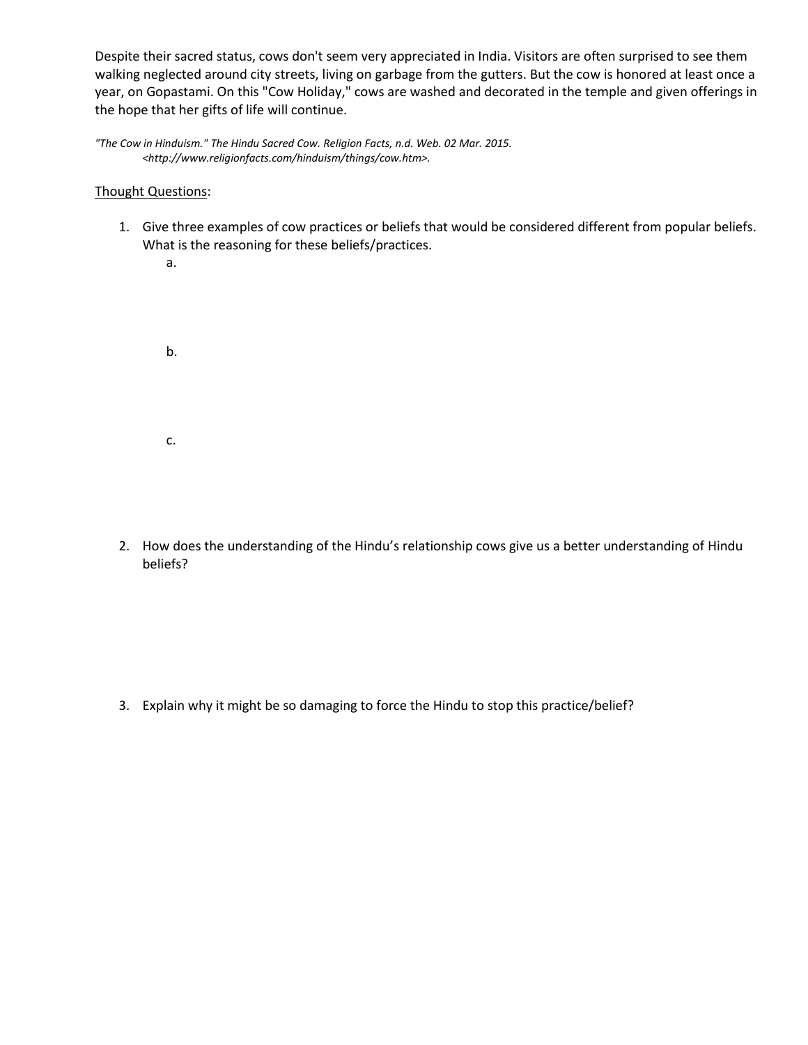Despite their sacred status, cows don't seem very appreciated in India. Visitors are often surprised to see them walking neglected around city streets, living on garbage from the gutters. But the cow is honored at least once a year, on Gopastami. On this "Cow Holiday," cows are washed and decorated in the temple and given offerings in the hope that her gifts of life will continue.

*"The Cow in Hinduism." The Hindu Sacred Cow. Religion Facts, n.d. Web. 02 Mar. 2015. <http://www.religionfacts.com/hinduism/things/cow.htm>.*

<u>Thought Questions</u>:

1. Give three examples of cow practices or beliefs that would be considered different from popular beliefs. What is the reasoning for these beliefs/practices.
   a.

   b.

   c.

2. How does the understanding of the Hindu's relationship cows give us a better understanding of Hindu beliefs?

3. Explain why it might be so damaging to force the Hindu to stop this practice/belief?